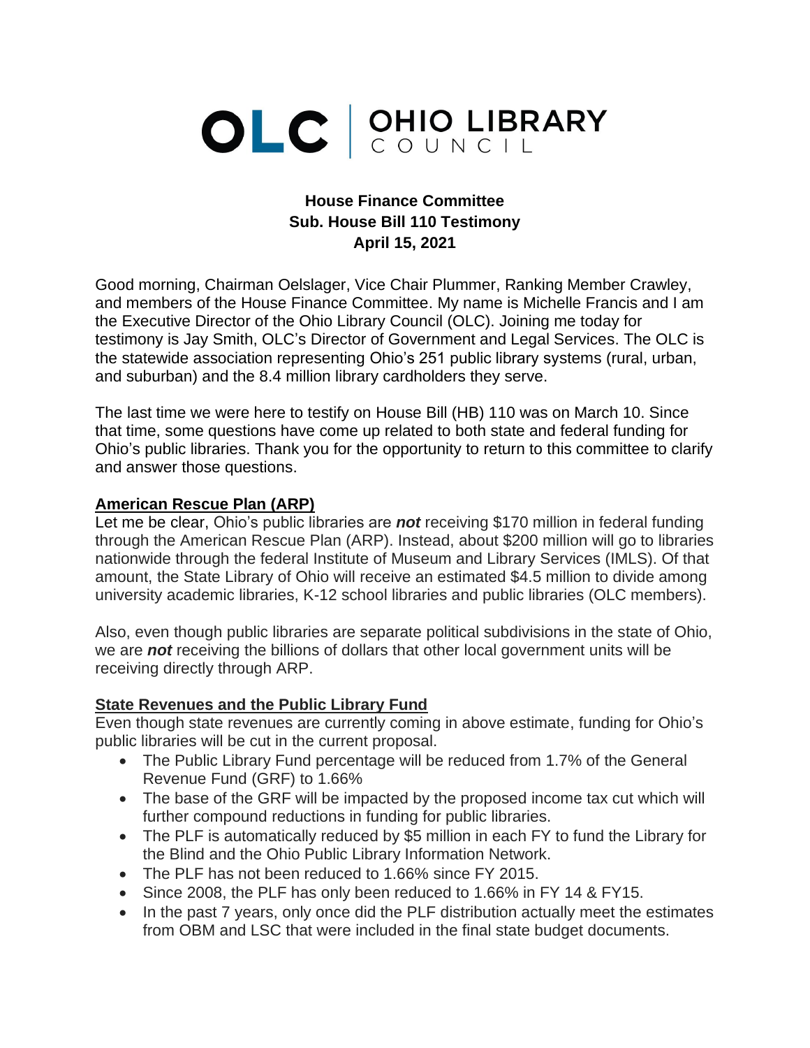**OLC | OHIO LIBRARY COUNCIL**

**House Finance Committee**
**Sub. House Bill 110 Testimony**
**April 15, 2021**

Good morning, Chairman Oelslager, Vice Chair Plummer, Ranking Member Crawley, and members of the House Finance Committee. My name is Michelle Francis and I am the Executive Director of the Ohio Library Council (OLC). Joining me today for testimony is Jay Smith, OLC's Director of Government and Legal Services. The OLC is the statewide association representing Ohio's 251 public library systems (rural, urban, and suburban) and the 8.4 million library cardholders they serve.

The last time we were here to testify on House Bill (HB) 110 was on March 10. Since that time, some questions have come up related to both state and federal funding for Ohio's public libraries. Thank you for the opportunity to return to this committee to clarify and answer those questions.

**American Rescue Plan (ARP)**

Let me be clear, Ohio's public libraries are ***not*** receiving $170 million in federal funding through the American Rescue Plan (ARP). Instead, about $200 million will go to libraries nationwide through the federal Institute of Museum and Library Services (IMLS). Of that amount, the State Library of Ohio will receive an estimated $4.5 million to divide among university academic libraries, K-12 school libraries and public libraries (OLC members).

Also, even though public libraries are separate political subdivisions in the state of Ohio, we are ***not*** receiving the billions of dollars that other local government units will be receiving directly through ARP.

**State Revenues and the Public Library Fund**

Even though state revenues are currently coming in above estimate, funding for Ohio's public libraries will be cut in the current proposal.

- The Public Library Fund percentage will be reduced from 1.7% of the General Revenue Fund (GRF) to 1.66%
- The base of the GRF will be impacted by the proposed income tax cut which will further compound reductions in funding for public libraries.
- The PLF is automatically reduced by $5 million in each FY to fund the Library for the Blind and the Ohio Public Library Information Network.
- The PLF has not been reduced to 1.66% since FY 2015.
- Since 2008, the PLF has only been reduced to 1.66% in FY 14 & FY15.
- In the past 7 years, only once did the PLF distribution actually meet the estimates from OBM and LSC that were included in the final state budget documents.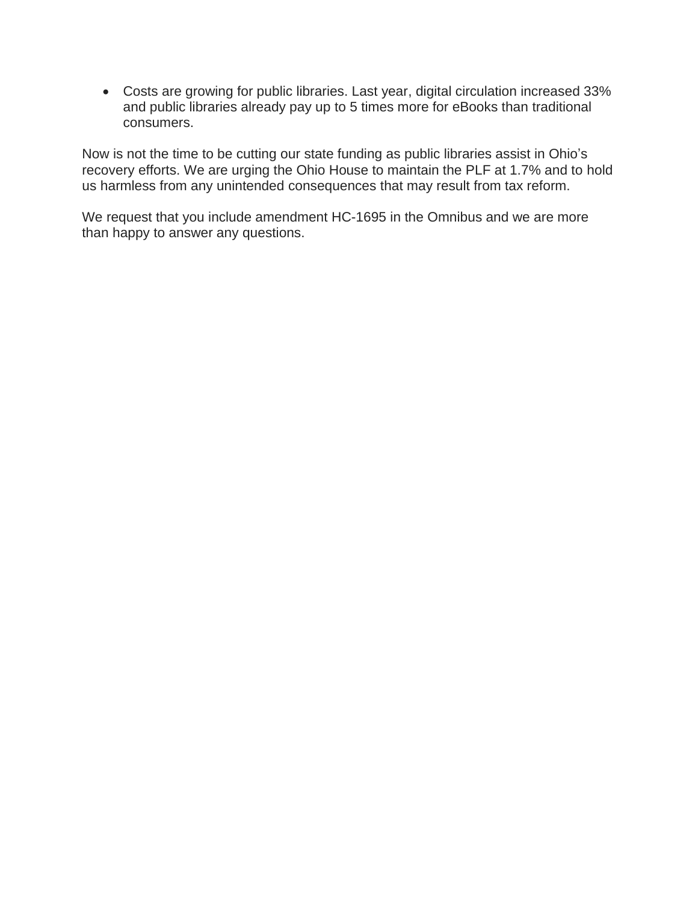- Costs are growing for public libraries. Last year, digital circulation increased 33% and public libraries already pay up to 5 times more for eBooks than traditional consumers.

Now is not the time to be cutting our state funding as public libraries assist in Ohio's recovery efforts. We are urging the Ohio House to maintain the PLF at 1.7% and to hold us harmless from any unintended consequences that may result from tax reform.

We request that you include amendment HC-1695 in the Omnibus and we are more than happy to answer any questions.